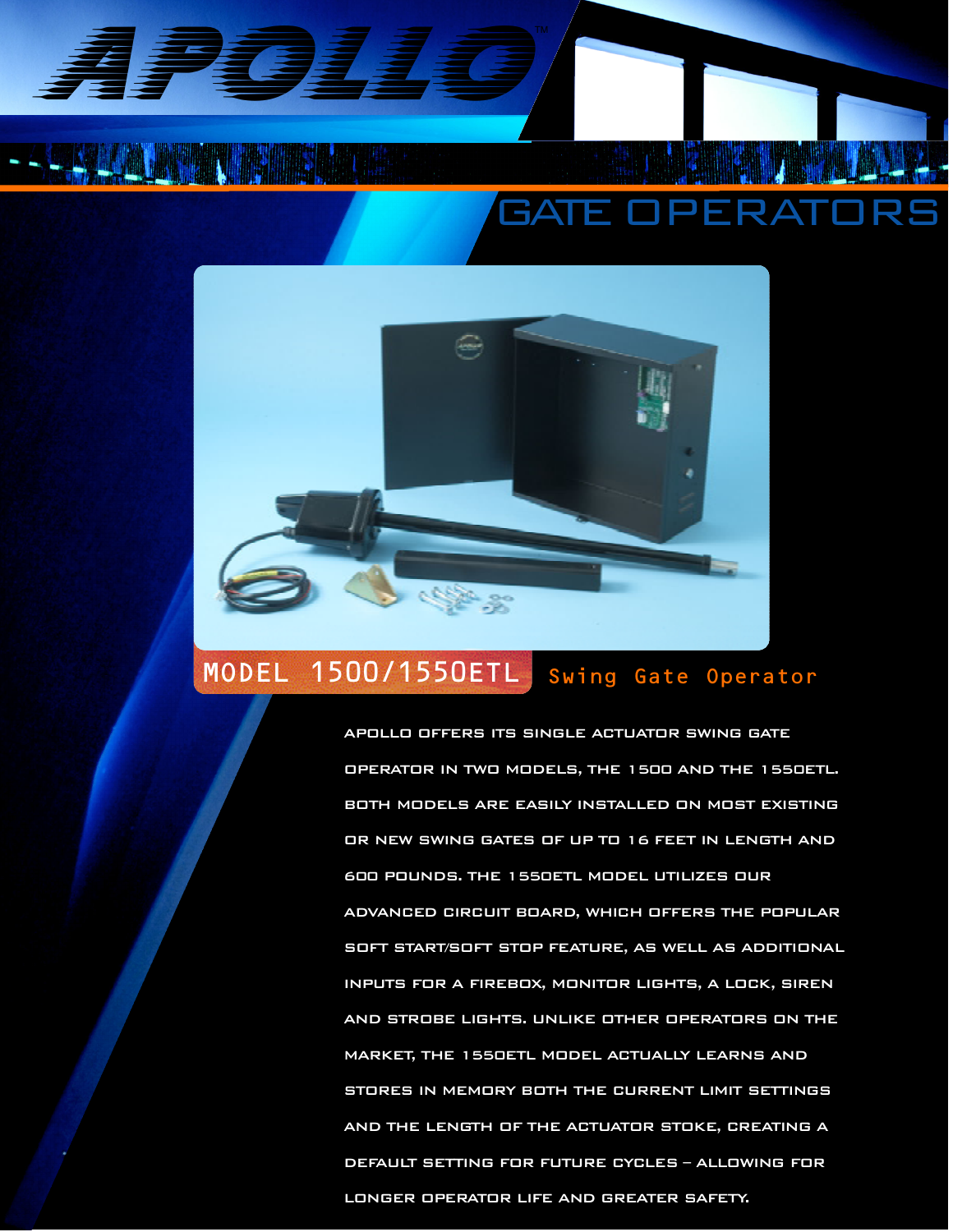# APOLLO™

## GATE OPERATORS

## MODEL 1500/1550ETL Swing Gate Operator

APOLLO OFFERS ITS SINGLE ACTUATOR SWING GATE OPERATOR IN TWO MODELS, THE 1500 AND THE 1550ETL. BOTH MODELS ARE EASILY INSTALLED ON MOST EXISTING OR NEW SWING GATES OF UP TO 16 FEET IN LENGTH AND 600 POUNDS. THE 1550ETL MODEL UTILIZES OUR ADVANCED CIRCUIT BOARD, WHICH OFFERS THE POPULAR SOFT START/SOFT STOP FEATURE, AS WELL AS ADDITIONAL INPUTS FOR A FIREBOX, MONITOR LIGHTS, A LOCK, SIREN AND STROBE LIGHTS. UNLIKE OTHER OPERATORS ON THE MARKET, THE 1550ETL MODEL ACTUALLY LEARNS AND STORES IN MEMORY BOTH THE CURRENT LIMIT SETTINGS AND THE LENGTH OF THE ACTUATOR STOKE, CREATING A DEFAULT SETTING FOR FUTURE CYCLES – ALLOWING FOR LONGER OPERATOR LIFE AND GREATER SAFETY.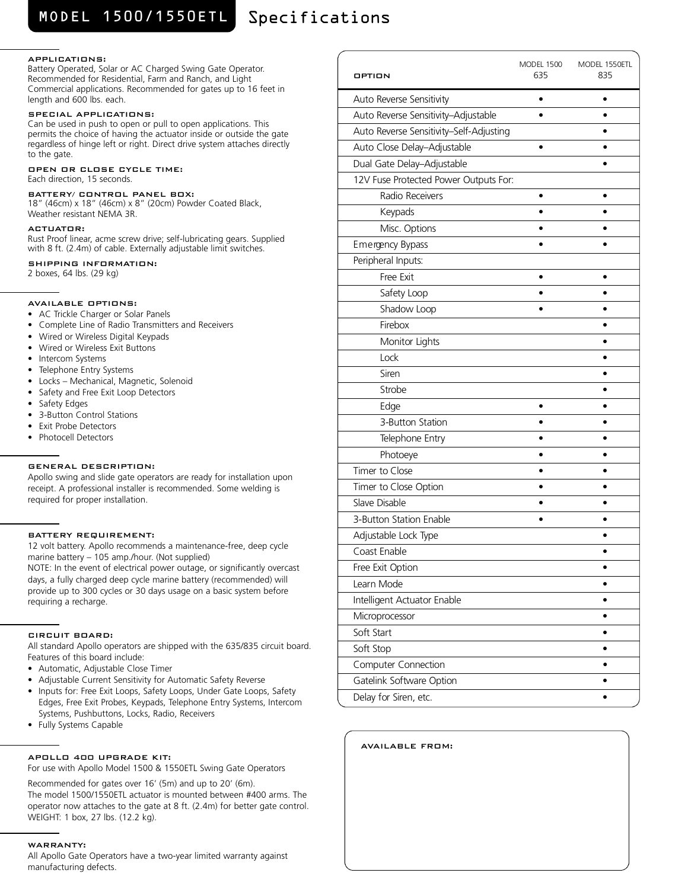# MODEL 1500/1550ETL Specifications

### APPLICATIONS:
Battery Operated, Solar or AC Charged Swing Gate Operator. Recommended for Residential, Farm and Ranch, and Light Commercial applications. Recommended for gates up to 16 feet in length and 600 lbs. each.

### SPECIAL APPLICATIONS:
Can be used in push to open or pull to open applications. This permits the choice of having the actuator inside or outside the gate regardless of hinge left or right. Direct drive system attaches directly to the gate.

### OPEN OR CLOSE CYCLE TIME:
Each direction, 15 seconds.

### BATTERY/ CONTROL PANEL BOX:
18" (46cm) x 18" (46cm) x 8" (20cm) Powder Coated Black, Weather resistant NEMA 3R.

### ACTUATOR:
Rust Proof linear, acme screw drive; self-lubricating gears. Supplied with 8 ft. (2.4m) of cable. Externally adjustable limit switches.

### SHIPPING INFORMATION:
2 boxes, 64 lbs. (29 kg)

### AVAILABLE OPTIONS:
- AC Trickle Charger or Solar Panels
- Complete Line of Radio Transmitters and Receivers
- Wired or Wireless Digital Keypads
- Wired or Wireless Exit Buttons
- Intercom Systems
- Telephone Entry Systems
- Locks – Mechanical, Magnetic, Solenoid
- Safety and Free Exit Loop Detectors
- Safety Edges
- 3-Button Control Stations
- Exit Probe Detectors
- Photocell Detectors

### GENERAL DESCRIPTION:
Apollo swing and slide gate operators are ready for installation upon receipt. A professional installer is recommended. Some welding is required for proper installation.

### BATTERY REQUIREMENT:
12 volt battery. Apollo recommends a maintenance-free, deep cycle marine battery – 105 amp./hour. (Not supplied)
NOTE: In the event of electrical power outage, or significantly overcast days, a fully charged deep cycle marine battery (recommended) will provide up to 300 cycles or 30 days usage on a basic system before requiring a recharge.

### CIRCUIT BOARD:
All standard Apollo operators are shipped with the 635/835 circuit board. Features of this board include:
- Automatic, Adjustable Close Timer
- Adjustable Current Sensitivity for Automatic Safety Reverse
- Inputs for: Free Exit Loops, Safety Loops, Under Gate Loops, Safety Edges, Free Exit Probes, Keypads, Telephone Entry Systems, Intercom Systems, Pushbuttons, Locks, Radio, Receivers
- Fully Systems Capable

### APOLLO 400 UPGRADE KIT:
For use with Apollo Model 1500 & 1550ETL Swing Gate Operators

Recommended for gates over 16' (5m) and up to 20' (6m).
The model 1500/1550ETL actuator is mounted between #400 arms. The operator now attaches to the gate at 8 ft. (2.4m) for better gate control.
WEIGHT: 1 box, 27 lbs. (12.2 kg).

### WARRANTY:
All Apollo Gate Operators have a two-year limited warranty against manufacturing defects.

| OPTION | MODEL 1500 635 | MODEL 1550ETL 835 |
|---|---|---|
| Auto Reverse Sensitivity | • | • |
| Auto Reverse Sensitivity–Adjustable | • | • |
| Auto Reverse Sensitivity–Self-Adjusting | | • |
| Auto Close Delay–Adjustable | • | • |
| Dual Gate Delay–Adjustable | | • |
| 12V Fuse Protected Power Outputs For: | | |
| Radio Receivers | • | • |
| Keypads | • | • |
| Misc. Options | • | • |
| Emergency Bypass | • | • |
| Peripheral Inputs: | | |
| Free Exit | • | • |
| Safety Loop | • | • |
| Shadow Loop | • | • |
| Firebox | | • |
| Monitor Lights | | • |
| Lock | | • |
| Siren | | • |
| Strobe | | • |
| Edge | • | • |
| 3-Button Station | • | • |
| Telephone Entry | • | • |
| Photoeye | • | • |
| Timer to Close | • | • |
| Timer to Close Option | • | • |
| Slave Disable | • | • |
| 3-Button Station Enable | • | • |
| Adjustable Lock Type | | • |
| Coast Enable | | • |
| Free Exit Option | | • |
| Learn Mode | | • |
| Intelligent Actuator Enable | | • |
| Microprocessor | | • |
| Soft Start | | • |
| Soft Stop | | • |
| Computer Connection | | • |
| Gatelink Software Option | | • |
| Delay for Siren, etc. | | • |

AVAILABLE FROM: